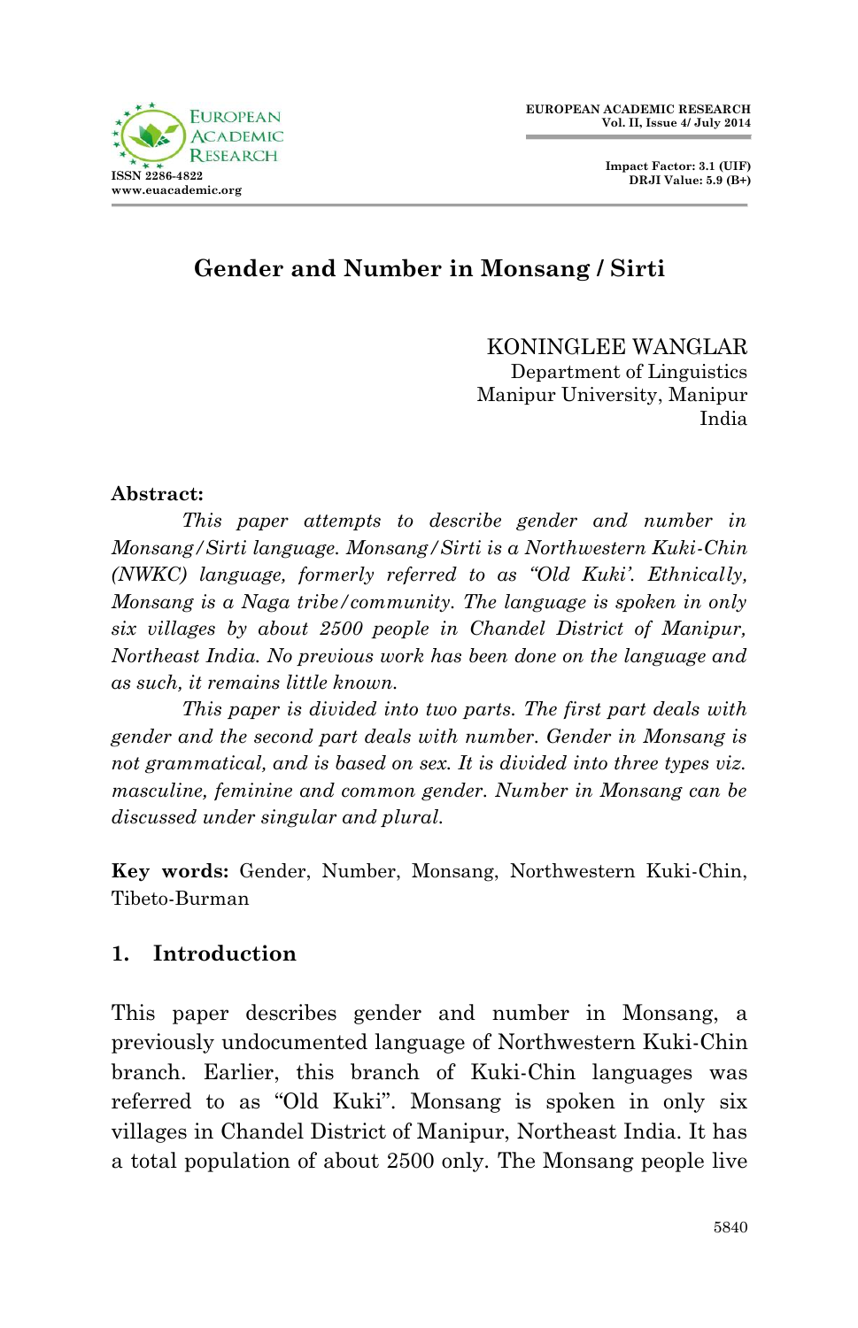# Gender and Number in Monsang / Sirti

KONINGLEE WANGLAR
Department of Linguistics
Manipur University, Manipur
India

**Abstract:**

*This paper attempts to describe gender and number in Monsang/Sirti language. Monsang/Sirti is a Northwestern Kuki-Chin (NWKC) language, formerly referred to as "Old Kuki'. Ethnically, Monsang is a Naga tribe/community. The language is spoken in only six villages by about 2500 people in Chandel District of Manipur, Northeast India. No previous work has been done on the language and as such, it remains little known.*

*This paper is divided into two parts. The first part deals with gender and the second part deals with number. Gender in Monsang is not grammatical, and is based on sex. It is divided into three types viz. masculine, feminine and common gender. Number in Monsang can be discussed under singular and plural.*

**Key words:** Gender, Number, Monsang, Northwestern Kuki-Chin, Tibeto-Burman

## 1. Introduction

This paper describes gender and number in Monsang, a previously undocumented language of Northwestern Kuki-Chin branch. Earlier, this branch of Kuki-Chin languages was referred to as "Old Kuki". Monsang is spoken in only six villages in Chandel District of Manipur, Northeast India. It has a total population of about 2500 only. The Monsang people live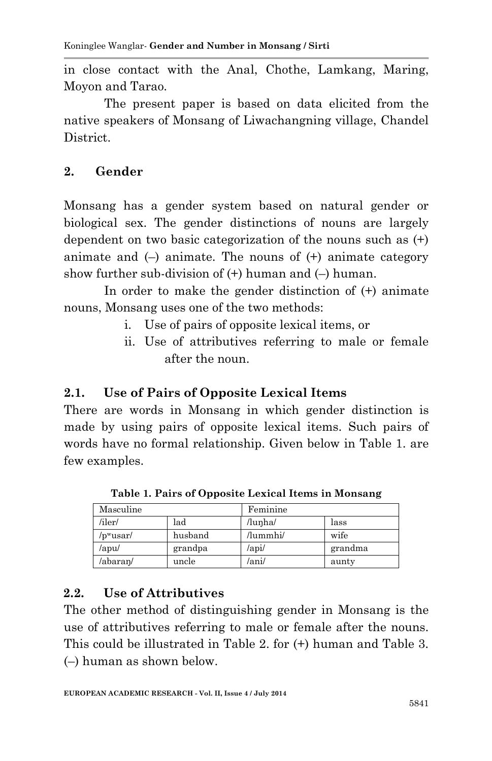in close contact with the Anal, Chothe, Lamkang, Maring, Moyon and Tarao.

The present paper is based on data elicited from the native speakers of Monsang of Liwachangning village, Chandel District.

## 2. Gender

Monsang has a gender system based on natural gender or biological sex. The gender distinctions of nouns are largely dependent on two basic categorization of the nouns such as (+) animate and (–) animate. The nouns of (+) animate category show further sub-division of (+) human and (–) human.

In order to make the gender distinction of (+) animate nouns, Monsang uses one of the two methods:

i. Use of pairs of opposite lexical items, or
ii. Use of attributives referring to male or female after the noun.

### 2.1. Use of Pairs of Opposite Lexical Items

There are words in Monsang in which gender distinction is made by using pairs of opposite lexical items. Such pairs of words have no formal relationship. Given below in Table 1. are few examples.

**Table 1. Pairs of Opposite Lexical Items in Monsang**

| Masculine | | Feminine | |
|---|---|---|---|
| /iler/ | lad | /luŋha/ | lass |
| /pʷusar/ | husband | /lummhi/ | wife |
| /apu/ | grandpa | /api/ | grandma |
| /abaraŋ/ | uncle | /ani/ | aunty |

### 2.2. Use of Attributives

The other method of distinguishing gender in Monsang is the use of attributives referring to male or female after the nouns. This could be illustrated in Table 2. for (+) human and Table 3. (–) human as shown below.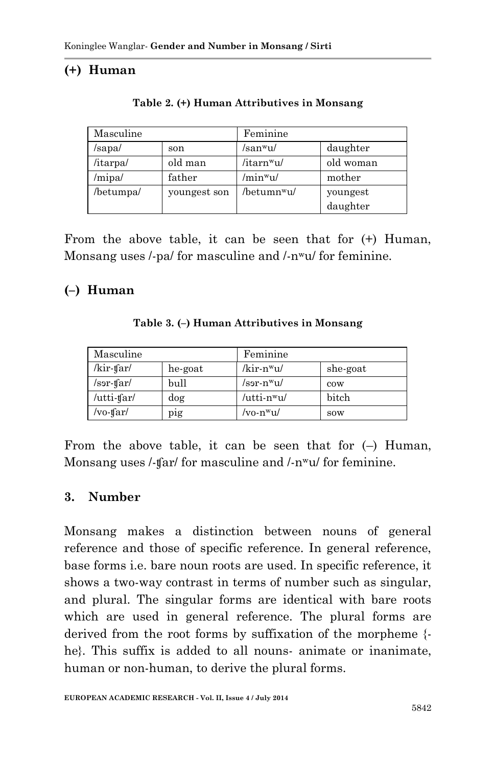## (+) Human

**Table 2. (+) Human Attributives in Monsang**

| Masculine | | Feminine | |
|---|---|---|---|
| /sapa/ | son | /sanʷu/ | daughter |
| /itarpa/ | old man | /itarnʷu/ | old woman |
| /mipa/ | father | /minʷu/ | mother |
| /betumpa/ | youngest son | /betumnʷu/ | youngest daughter |

From the above table, it can be seen that for (+) Human, Monsang uses /-pa/ for masculine and /-nʷu/ for feminine.

## (–) Human

**Table 3. (–) Human Attributives in Monsang**

| Masculine | | Feminine | |
|---|---|---|---|
| /kir-ʧar/ | he-goat | /kir-nʷu/ | she-goat |
| /sər-ʧar/ | bull | /sər-nʷu/ | cow |
| /utti-ʧar/ | dog | /utti-nʷu/ | bitch |
| /vo-ʧar/ | pig | /vo-nʷu/ | sow |

From the above table, it can be seen that for (–) Human, Monsang uses /-ʧar/ for masculine and /-nʷu/ for feminine.

## 3. Number

Monsang makes a distinction between nouns of general reference and those of specific reference. In general reference, base forms i.e. bare noun roots are used. In specific reference, it shows a two-way contrast in terms of number such as singular, and plural. The singular forms are identical with bare roots which are used in general reference. The plural forms are derived from the root forms by suffixation of the morpheme {-he}. This suffix is added to all nouns- animate or inanimate, human or non-human, to derive the plural forms.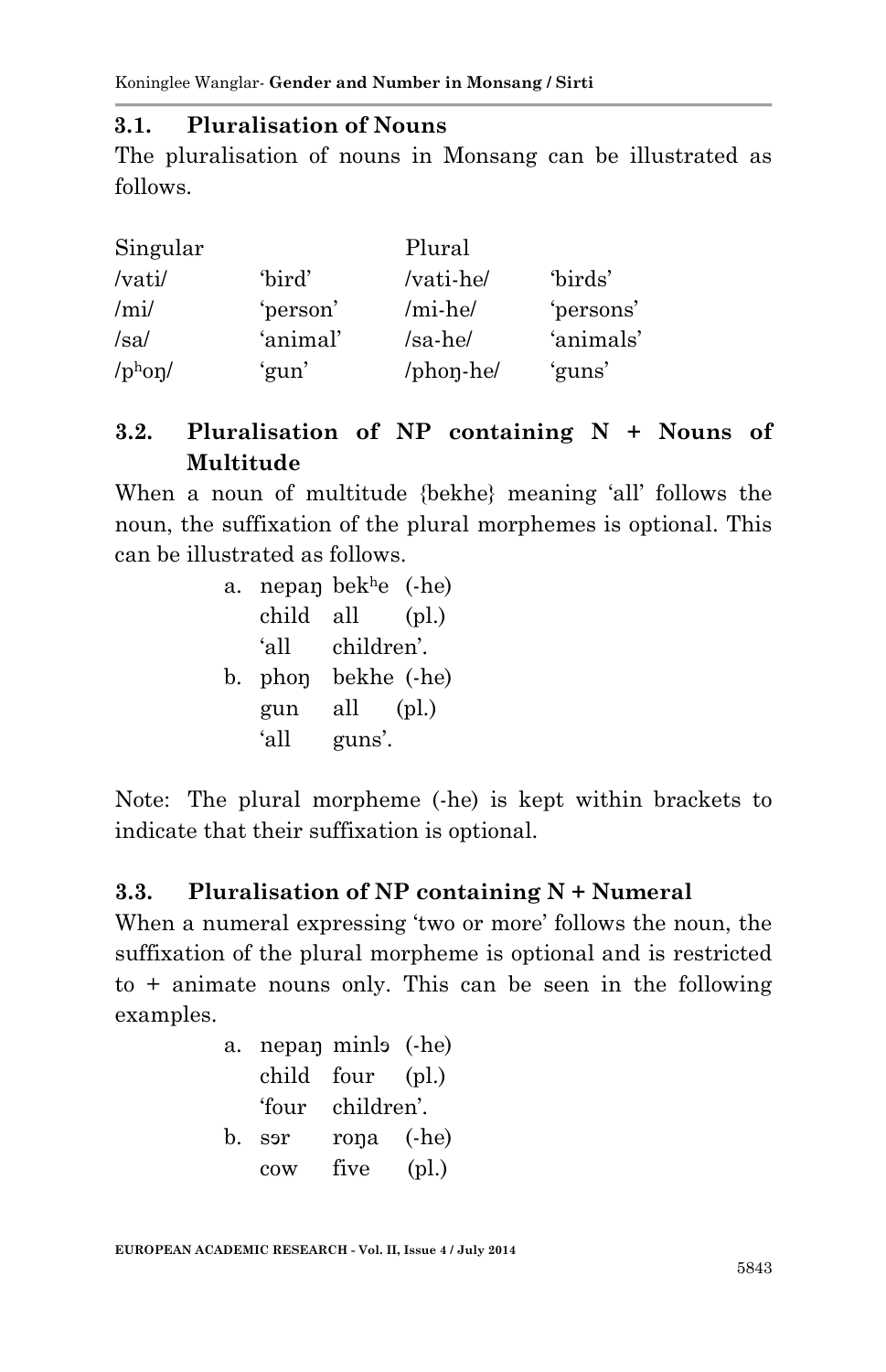### 3.1. Pluralisation of Nouns

The pluralisation of nouns in Monsang can be illustrated as follows.

| Singular | | Plural | |
|---|---|---|---|
| /vati/ | 'bird' | /vati-he/ | 'birds' |
| /mi/ | 'person' | /mi-he/ | 'persons' |
| /sa/ | 'animal' | /sa-he/ | 'animals' |
| /pʰoŋ/ | 'gun' | /phoŋ-he/ | 'guns' |

### 3.2. Pluralisation of NP containing N + Nouns of Multitude

When a noun of multitude {bekhe} meaning 'all' follows the noun, the suffixation of the plural morphemes is optional. This can be illustrated as follows.

a. nepaŋ bekʰe (-he)
   child all (pl.)
   'all children'.

b. phoŋ bekhe (-he)
   gun all (pl.)
   'all guns'.

Note: The plural morpheme (-he) is kept within brackets to indicate that their suffixation is optional.

### 3.3. Pluralisation of NP containing N + Numeral

When a numeral expressing 'two or more' follows the noun, the suffixation of the plural morpheme is optional and is restricted to + animate nouns only. This can be seen in the following examples.

a. nepaŋ minlɔ (-he)
   child four (pl.)
   'four children'.

b. sɔr roŋa (-he)
   cow five (pl.)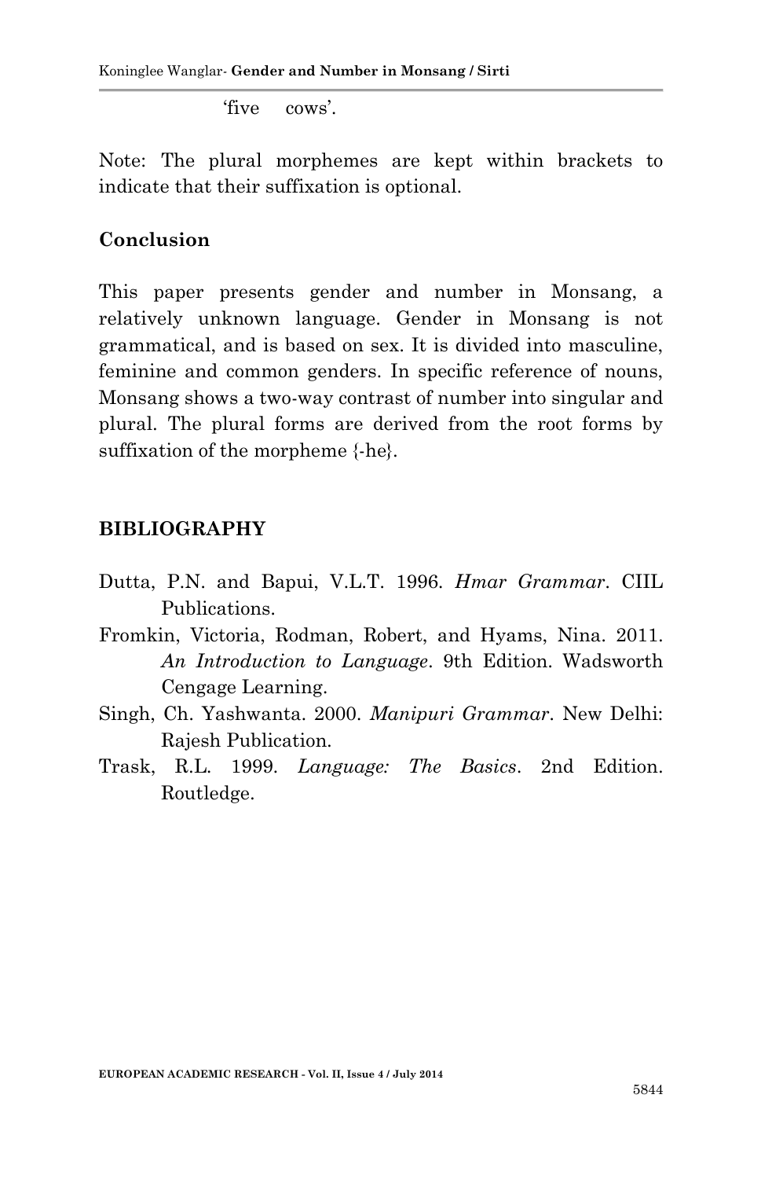'five cows'.

Note: The plural morphemes are kept within brackets to indicate that their suffixation is optional.

## Conclusion

This paper presents gender and number in Monsang, a relatively unknown language. Gender in Monsang is not grammatical, and is based on sex. It is divided into masculine, feminine and common genders. In specific reference of nouns, Monsang shows a two-way contrast of number into singular and plural. The plural forms are derived from the root forms by suffixation of the morpheme {-he}.

## BIBLIOGRAPHY

Dutta, P.N. and Bapui, V.L.T. 1996. *Hmar Grammar*. CIIL Publications.

Fromkin, Victoria, Rodman, Robert, and Hyams, Nina. 2011. *An Introduction to Language*. 9th Edition. Wadsworth Cengage Learning.

Singh, Ch. Yashwanta. 2000. *Manipuri Grammar*. New Delhi: Rajesh Publication.

Trask, R.L. 1999. *Language: The Basics*. 2nd Edition. Routledge.